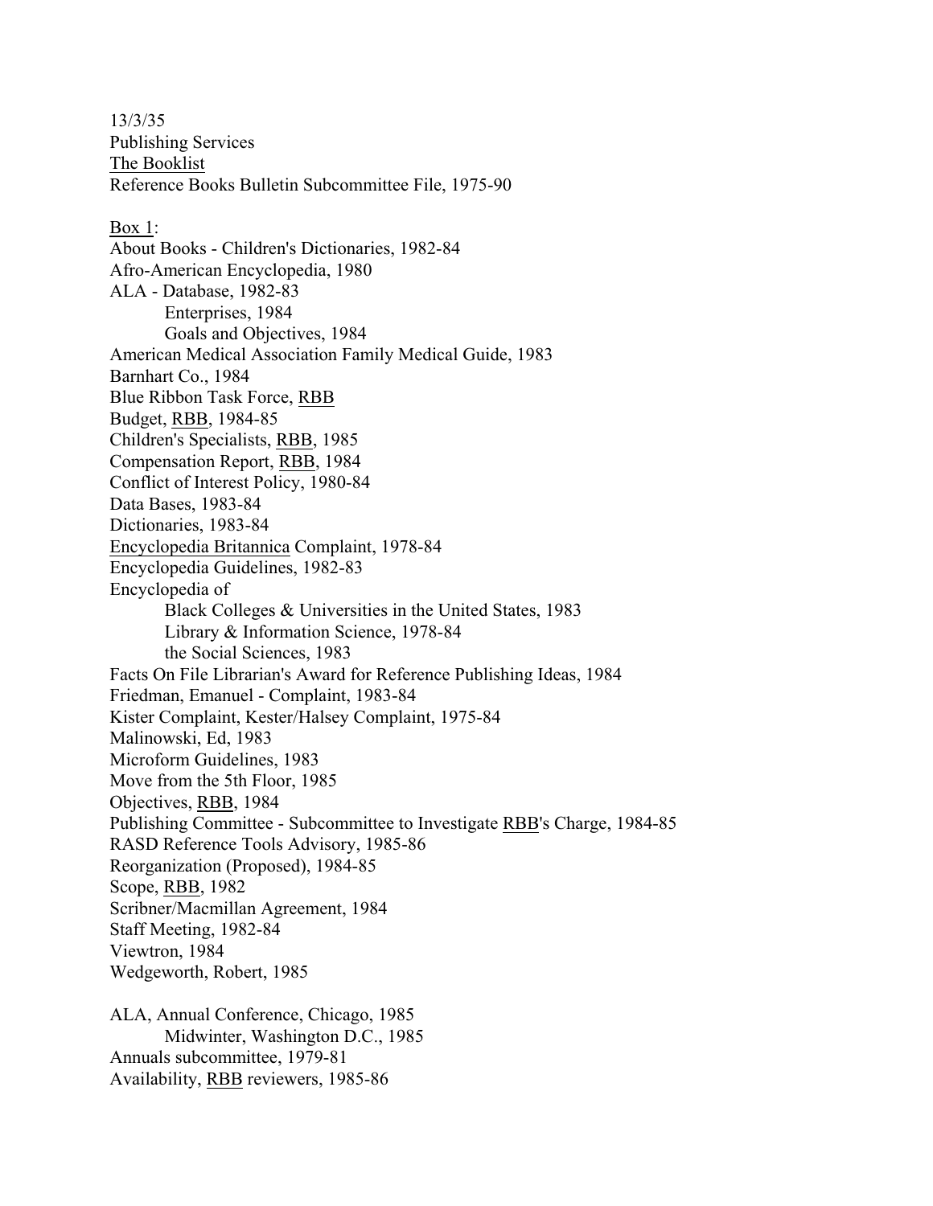13/3/35
Publishing Services
<u>The Booklist</u>
Reference Books Bulletin Subcommittee File, 1975-90

<u>Box 1</u>:

About Books - Children's Dictionaries, 1982-84
Afro-American Encyclopedia, 1980
ALA - Database, 1982-83
    Enterprises, 1984
    Goals and Objectives, 1984
American Medical Association Family Medical Guide, 1983
Barnhart Co., 1984
Blue Ribbon Task Force, <u>RBB</u>
Budget, <u>RBB</u>, 1984-85
Children's Specialists, <u>RBB</u>, 1985
Compensation Report, <u>RBB</u>, 1984
Conflict of Interest Policy, 1980-84
Data Bases, 1983-84
Dictionaries, 1983-84
<u>Encyclopedia Britannica</u> Complaint, 1978-84
Encyclopedia Guidelines, 1982-83
Encyclopedia of
    Black Colleges & Universities in the United States, 1983
    Library & Information Science, 1978-84
    the Social Sciences, 1983
Facts On File Librarian's Award for Reference Publishing Ideas, 1984
Friedman, Emanuel - Complaint, 1983-84
Kister Complaint, Kester/Halsey Complaint, 1975-84
Malinowski, Ed, 1983
Microform Guidelines, 1983
Move from the 5th Floor, 1985
Objectives, <u>RBB</u>, 1984
Publishing Committee - Subcommittee to Investigate <u>RBB</u>'s Charge, 1984-85
RASD Reference Tools Advisory, 1985-86
Reorganization (Proposed), 1984-85
Scope, <u>RBB</u>, 1982
Scribner/Macmillan Agreement, 1984
Staff Meeting, 1982-84
Viewtron, 1984
Wedgeworth, Robert, 1985

ALA, Annual Conference, Chicago, 1985
    Midwinter, Washington D.C., 1985
Annuals subcommittee, 1979-81
Availability, <u>RBB</u> reviewers, 1985-86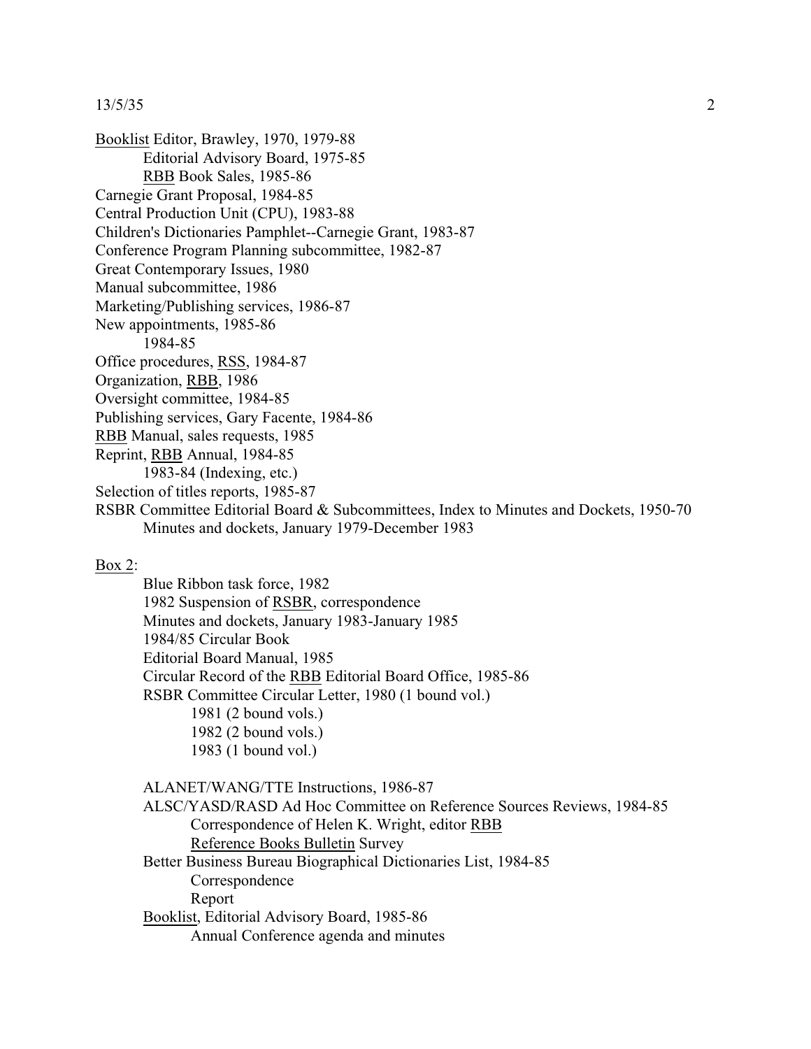Booklist Editor, Brawley, 1970, 1979-88

- Editorial Advisory Board, 1975-85
- RBB Book Sales, 1985-86

Carnegie Grant Proposal, 1984-85

Central Production Unit (CPU), 1983-88

Children's Dictionaries Pamphlet--Carnegie Grant, 1983-87

Conference Program Planning subcommittee, 1982-87

Great Contemporary Issues, 1980

Manual subcommittee, 1986

Marketing/Publishing services, 1986-87

New appointments, 1985-86

- 1984-85

Office procedures, RSS, 1984-87

Organization, RBB, 1986

Oversight committee, 1984-85

Publishing services, Gary Facente, 1984-86

RBB Manual, sales requests, 1985

Reprint, RBB Annual, 1984-85

- 1983-84 (Indexing, etc.)

Selection of titles reports, 1985-87

RSBR Committee Editorial Board & Subcommittees, Index to Minutes and Dockets, 1950-70

- Minutes and dockets, January 1979-December 1983

Box 2:

- Blue Ribbon task force, 1982
- 1982 Suspension of RSBR, correspondence
- Minutes and dockets, January 1983-January 1985
- 1984/85 Circular Book
- Editorial Board Manual, 1985
- Circular Record of the RBB Editorial Board Office, 1985-86
- RSBR Committee Circular Letter, 1980 (1 bound vol.)
  - 1981 (2 bound vols.)
  - 1982 (2 bound vols.)
  - 1983 (1 bound vol.)

- ALANET/WANG/TTE Instructions, 1986-87
- ALSC/YASD/RASD Ad Hoc Committee on Reference Sources Reviews, 1984-85
  - Correspondence of Helen K. Wright, editor RBB
  - Reference Books Bulletin Survey
- Better Business Bureau Biographical Dictionaries List, 1984-85
  - Correspondence
  - Report
- Booklist, Editorial Advisory Board, 1985-86
  - Annual Conference agenda and minutes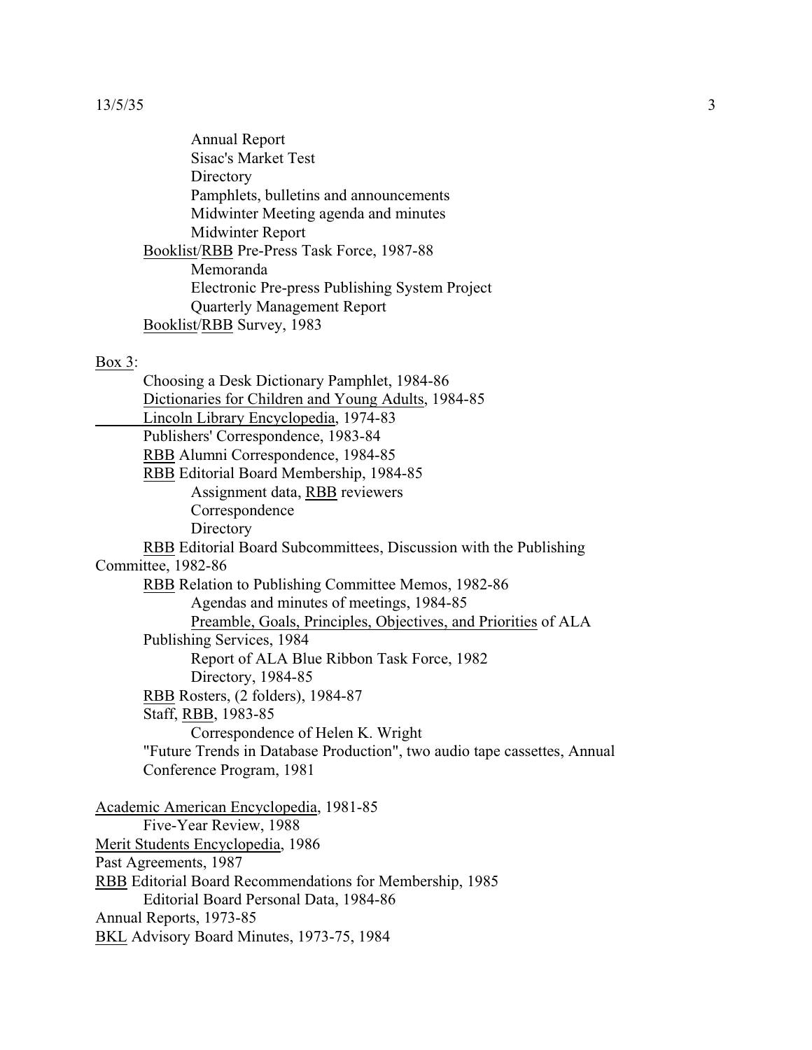Annual Report
Sisac's Market Test
Directory
Pamphlets, bulletins and announcements
Midwinter Meeting agenda and minutes
Midwinter Report

<u>Booklist</u>/<u>RBB</u> Pre-Press Task Force, 1987-88
Memoranda
Electronic Pre-press Publishing System Project
Quarterly Management Report

<u>Booklist</u>/<u>RBB</u> Survey, 1983

<u>Box 3</u>:

Choosing a Desk Dictionary Pamphlet, 1984-86
<u>Dictionaries for Children and Young Adults</u>, 1984-85
<u>Lincoln Library Encyclopedia</u>, 1974-83
Publishers' Correspondence, 1983-84
<u>RBB</u> Alumni Correspondence, 1984-85
<u>RBB</u> Editorial Board Membership, 1984-85
Assignment data, <u>RBB</u> reviewers
Correspondence
Directory

<u>RBB</u> Editorial Board Subcommittees, Discussion with the Publishing Committee, 1982-86

<u>RBB</u> Relation to Publishing Committee Memos, 1982-86
Agendas and minutes of meetings, 1984-85
<u>Preamble, Goals, Principles, Objectives, and Priorities</u> of ALA Publishing Services, 1984
Report of ALA Blue Ribbon Task Force, 1982
Directory, 1984-85

<u>RBB</u> Rosters, (2 folders), 1984-87

Staff, <u>RBB</u>, 1983-85
Correspondence of Helen K. Wright

"Future Trends in Database Production", two audio tape cassettes, Annual Conference Program, 1981

<u>Academic American Encyclopedia</u>, 1981-85
Five-Year Review, 1988

<u>Merit Students Encyclopedia</u>, 1986

Past Agreements, 1987

<u>RBB</u> Editorial Board Recommendations for Membership, 1985
Editorial Board Personal Data, 1984-86

Annual Reports, 1973-85

<u>BKL</u> Advisory Board Minutes, 1973-75, 1984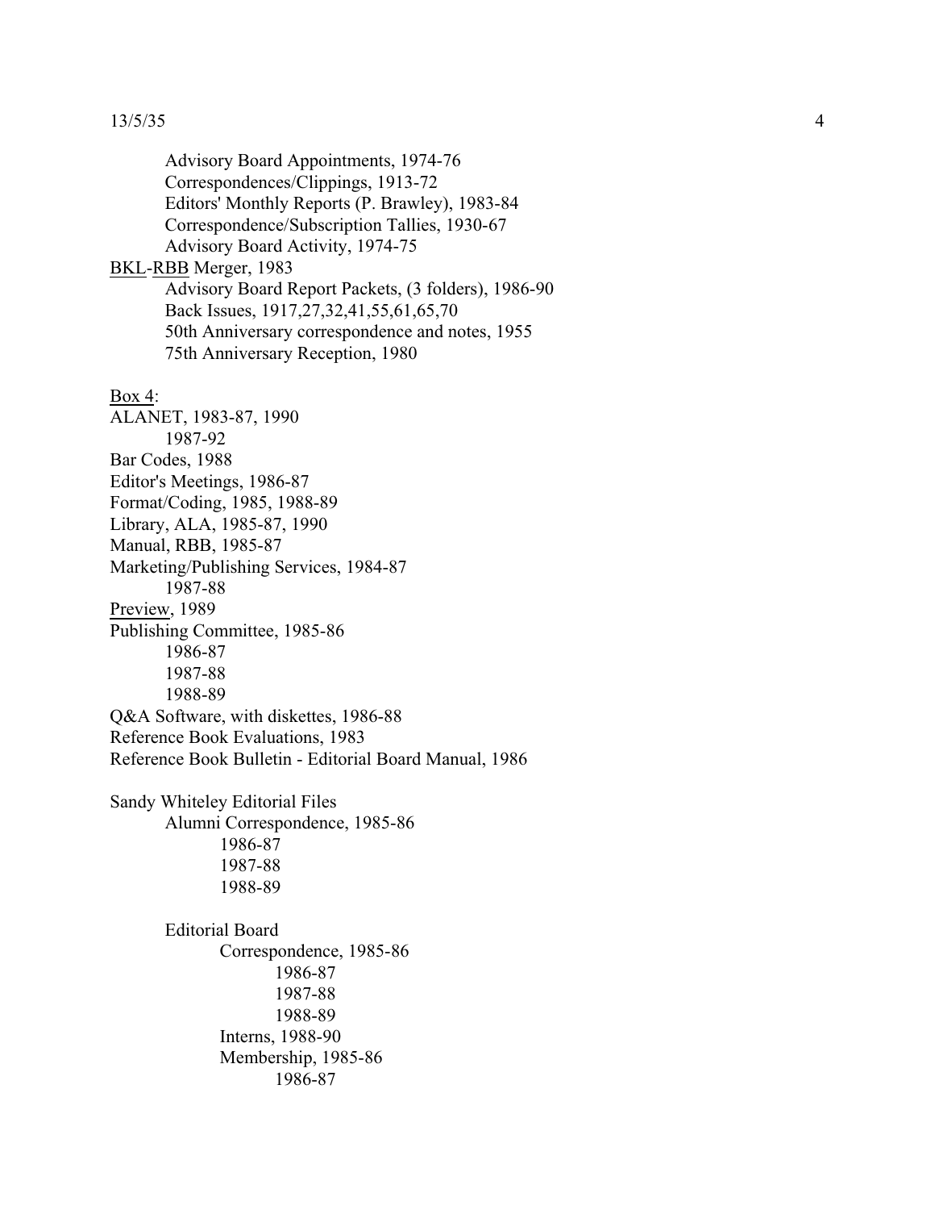Advisory Board Appointments, 1974-76
Correspondences/Clippings, 1913-72
Editors' Monthly Reports (P. Brawley), 1983-84
Correspondence/Subscription Tallies, 1930-67
Advisory Board Activity, 1974-75

<u>BKL</u>-<u>RBB</u> Merger, 1983

Advisory Board Report Packets, (3 folders), 1986-90
Back Issues, 1917,27,32,41,55,61,65,70
50th Anniversary correspondence and notes, 1955
75th Anniversary Reception, 1980

<u>Box 4</u>:

ALANET, 1983-87, 1990
  1987-92
Bar Codes, 1988
Editor's Meetings, 1986-87
Format/Coding, 1985, 1988-89
Library, ALA, 1985-87, 1990
Manual, RBB, 1985-87
Marketing/Publishing Services, 1984-87
  1987-88
<u>Preview</u>, 1989
Publishing Committee, 1985-86
  1986-87
  1987-88
  1988-89
Q&A Software, with diskettes, 1986-88
Reference Book Evaluations, 1983
Reference Book Bulletin - Editorial Board Manual, 1986

Sandy Whiteley Editorial Files

- Alumni Correspondence, 1985-86
  - 1986-87
  - 1987-88
  - 1988-89

- Editorial Board
  - Correspondence, 1985-86
    - 1986-87
    - 1987-88
    - 1988-89
  - Interns, 1988-90
  - Membership, 1985-86
    - 1986-87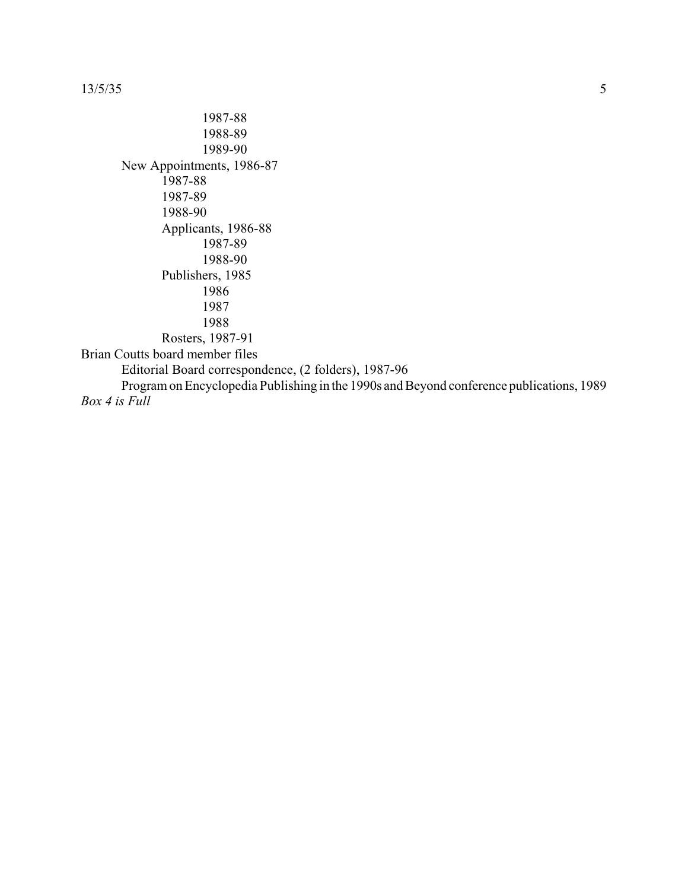1987-88
1988-89
1989-90

New Appointments, 1986-87
- 1987-88
- 1987-89
- 1988-90
- Applicants, 1986-88
  - 1987-89
  - 1988-90
- Publishers, 1985
  - 1986
  - 1987
  - 1988
- Rosters, 1987-91

Brian Coutts board member files
- Editorial Board correspondence, (2 folders), 1987-96
- Program on Encyclopedia Publishing in the 1990s and Beyond conference publications, 1989

*Box 4 is Full*